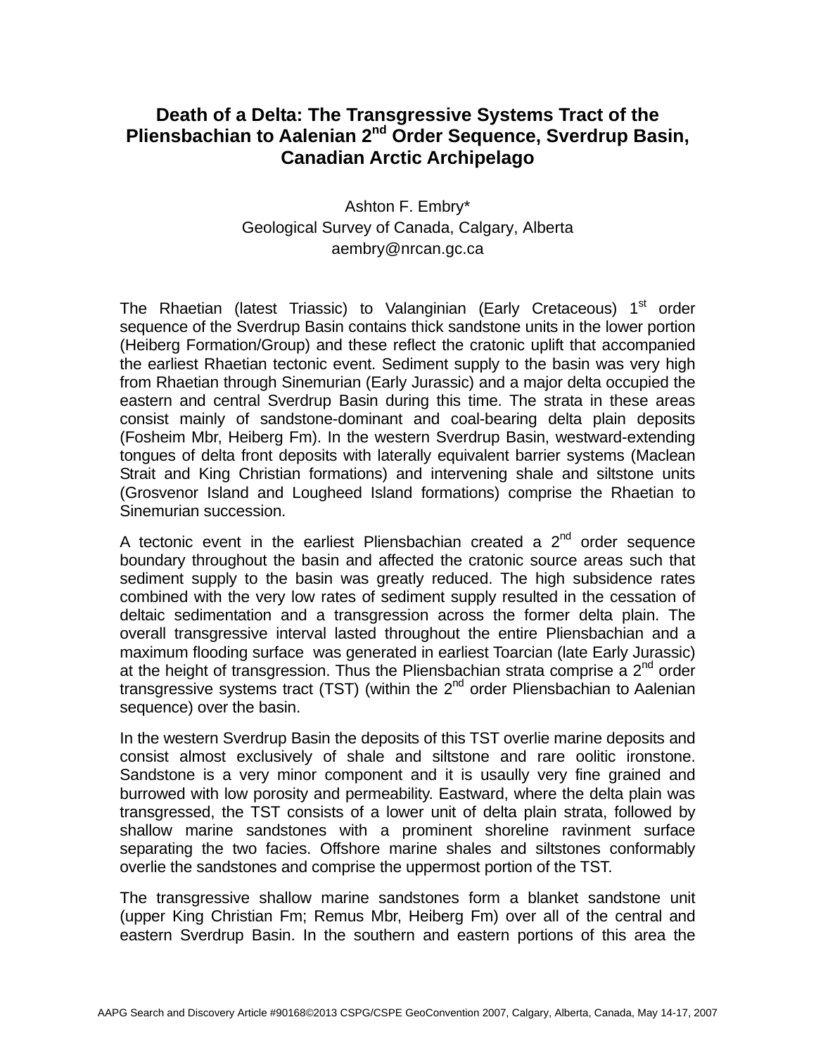# Death of a Delta: The Transgressive Systems Tract of the Pliensbachian to Aalenian 2nd Order Sequence, Sverdrup Basin, Canadian Arctic Archipelago

Ashton F. Embry*
Geological Survey of Canada, Calgary, Alberta
aembry@nrcan.gc.ca

The Rhaetian (latest Triassic) to Valanginian (Early Cretaceous) 1st order sequence of the Sverdrup Basin contains thick sandstone units in the lower portion (Heiberg Formation/Group) and these reflect the cratonic uplift that accompanied the earliest Rhaetian tectonic event. Sediment supply to the basin was very high from Rhaetian through Sinemurian (Early Jurassic) and a major delta occupied the eastern and central Sverdrup Basin during this time. The strata in these areas consist mainly of sandstone-dominant and coal-bearing delta plain deposits (Fosheim Mbr, Heiberg Fm). In the western Sverdrup Basin, westward-extending tongues of delta front deposits with laterally equivalent barrier systems (Maclean Strait and King Christian formations) and intervening shale and siltstone units (Grosvenor Island and Lougheed Island formations) comprise the Rhaetian to Sinemurian succession.

A tectonic event in the earliest Pliensbachian created a 2nd order sequence boundary throughout the basin and affected the cratonic source areas such that sediment supply to the basin was greatly reduced. The high subsidence rates combined with the very low rates of sediment supply resulted in the cessation of deltaic sedimentation and a transgression across the former delta plain. The overall transgressive interval lasted throughout the entire Pliensbachian and a maximum flooding surface was generated in earliest Toarcian (late Early Jurassic) at the height of transgression. Thus the Pliensbachian strata comprise a 2nd order transgressive systems tract (TST) (within the 2nd order Pliensbachian to Aalenian sequence) over the basin.

In the western Sverdrup Basin the deposits of this TST overlie marine deposits and consist almost exclusively of shale and siltstone and rare oolitic ironstone. Sandstone is a very minor component and it is usaully very fine grained and burrowed with low porosity and permeability. Eastward, where the delta plain was transgressed, the TST consists of a lower unit of delta plain strata, followed by shallow marine sandstones with a prominent shoreline ravinment surface separating the two facies. Offshore marine shales and siltstones conformably overlie the sandstones and comprise the uppermost portion of the TST.

The transgressive shallow marine sandstones form a blanket sandstone unit (upper King Christian Fm; Remus Mbr, Heiberg Fm) over all of the central and eastern Sverdrup Basin. In the southern and eastern portions of this area the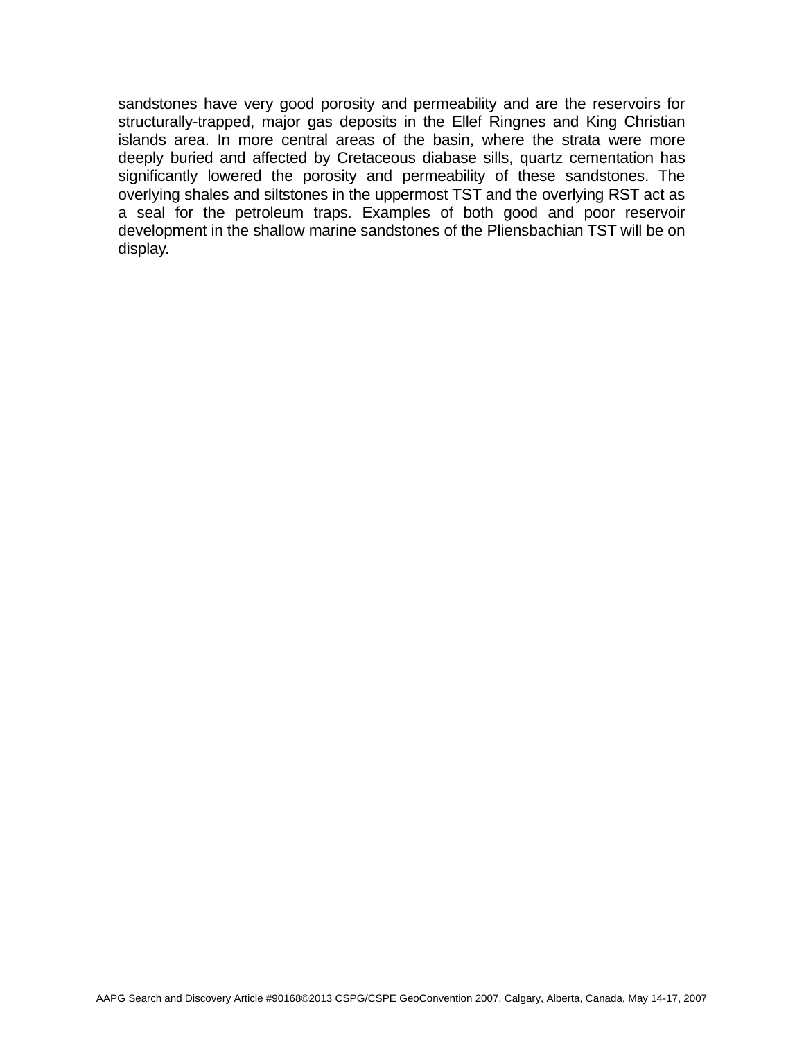sandstones have very good porosity and permeability and are the reservoirs for structurally-trapped, major gas deposits in the Ellef Ringnes and King Christian islands area. In more central areas of the basin, where the strata were more deeply buried and affected by Cretaceous diabase sills, quartz cementation has significantly lowered the porosity and permeability of these sandstones. The overlying shales and siltstones in the uppermost TST and the overlying RST act as a seal for the petroleum traps. Examples of both good and poor reservoir development in the shallow marine sandstones of the Pliensbachian TST will be on display.